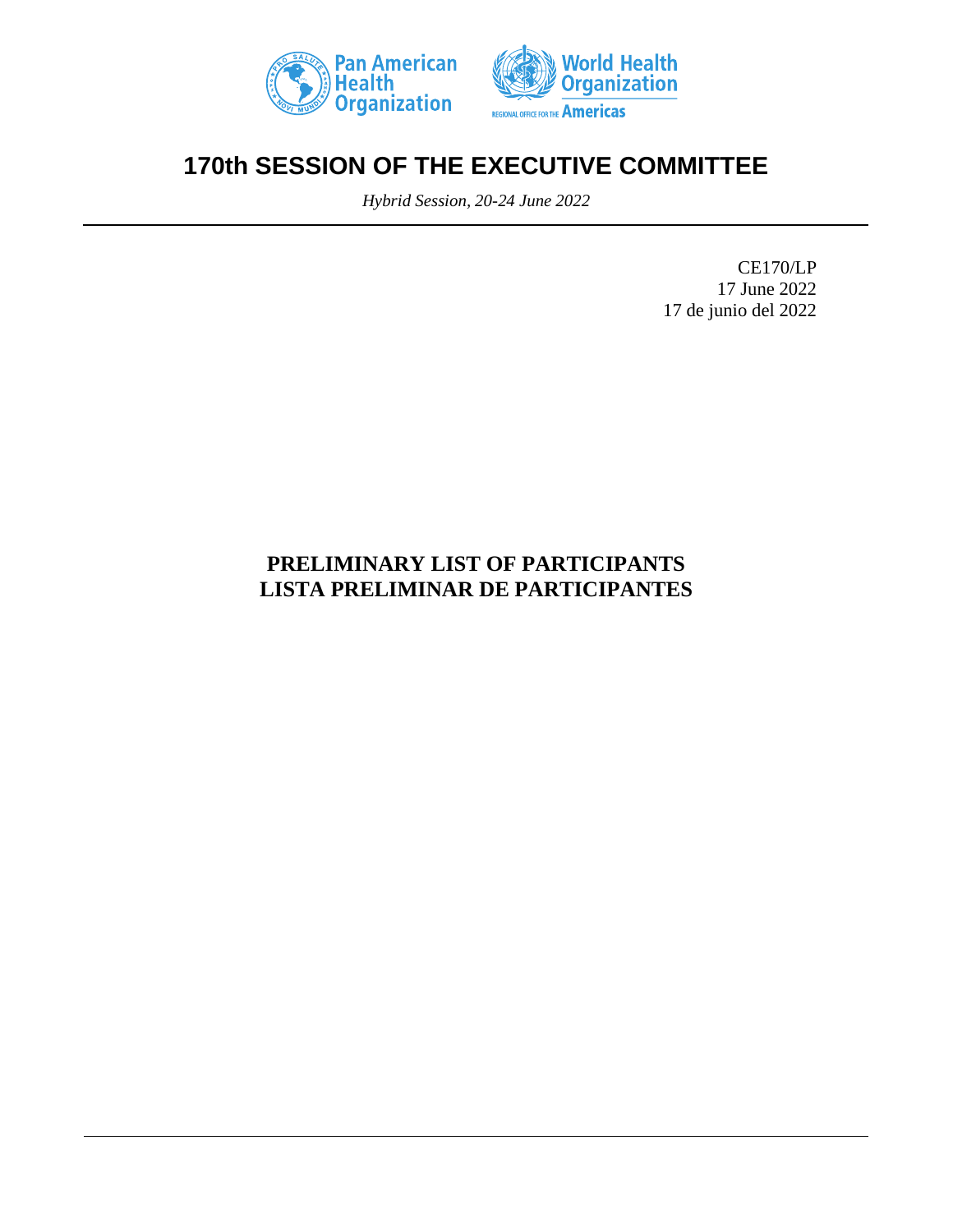Pan American Health Organization

World Health Organization

REGIONAL OFFICE FOR THE Americas

# 170th SESSION OF THE EXECUTIVE COMMITTEE

*Hybrid Session, 20-24 June 2022*

CE170/LP
17 June 2022
17 de junio del 2022

## PRELIMINARY LIST OF PARTICIPANTS
## LISTA PRELIMINAR DE PARTICIPANTES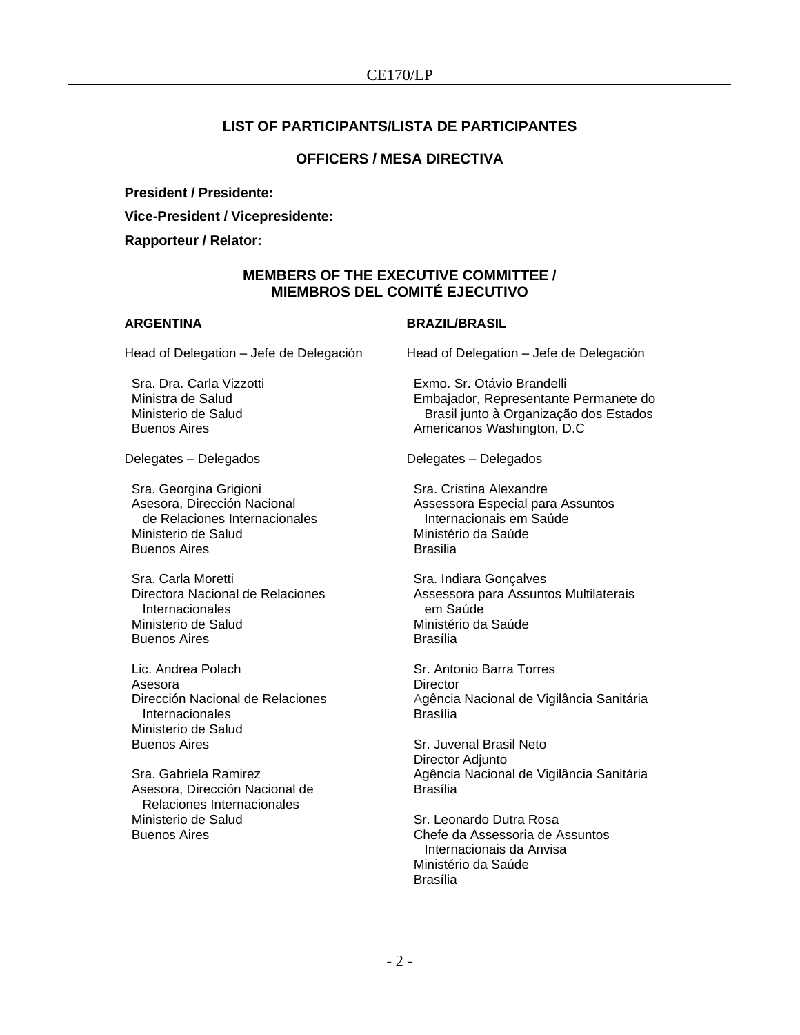## LIST OF PARTICIPANTS/LISTA DE PARTICIPANTES

### OFFICERS / MESA DIRECTIVA

**President / Presidente:**

**Vice-President / Vicepresidente:**

**Rapporteur / Relator:**

### MEMBERS OF THE EXECUTIVE COMMITTEE / MIEMBROS DEL COMITÉ EJECUTIVO

**ARGENTINA**

Head of Delegation – Jefe de Delegación

Sra. Dra. Carla Vizzotti
Ministra de Salud
Ministerio de Salud
Buenos Aires

Delegates – Delegados

Sra. Georgina Grigioni
Asesora, Dirección Nacional de Relaciones Internacionales
Ministerio de Salud
Buenos Aires

Sra. Carla Moretti
Directora Nacional de Relaciones Internacionales
Ministerio de Salud
Buenos Aires

Lic. Andrea Polach
Asesora
Dirección Nacional de Relaciones Internacionales
Ministerio de Salud
Buenos Aires

Sra. Gabriela Ramirez
Asesora, Dirección Nacional de Relaciones Internacionales
Ministerio de Salud
Buenos Aires

**BRAZIL/BRASIL**

Head of Delegation – Jefe de Delegación

Exmo. Sr. Otávio Brandelli
Embajador, Representante Permanete do Brasil junto à Organização dos Estados Americanos Washington, D.C

Delegates – Delegados

Sra. Cristina Alexandre
Assessora Especial para Assuntos Internacionais em Saúde
Ministério da Saúde
Brasilia

Sra. Indiara Gonçalves
Assessora para Assuntos Multilaterais em Saúde
Ministério da Saúde
Brasília

Sr. Antonio Barra Torres
Director
Agência Nacional de Vigilância Sanitária
Brasília

Sr. Juvenal Brasil Neto
Director Adjunto
Agência Nacional de Vigilância Sanitária
Brasília

Sr. Leonardo Dutra Rosa
Chefe da Assessoria de Assuntos Internacionais da Anvisa
Ministério da Saúde
Brasília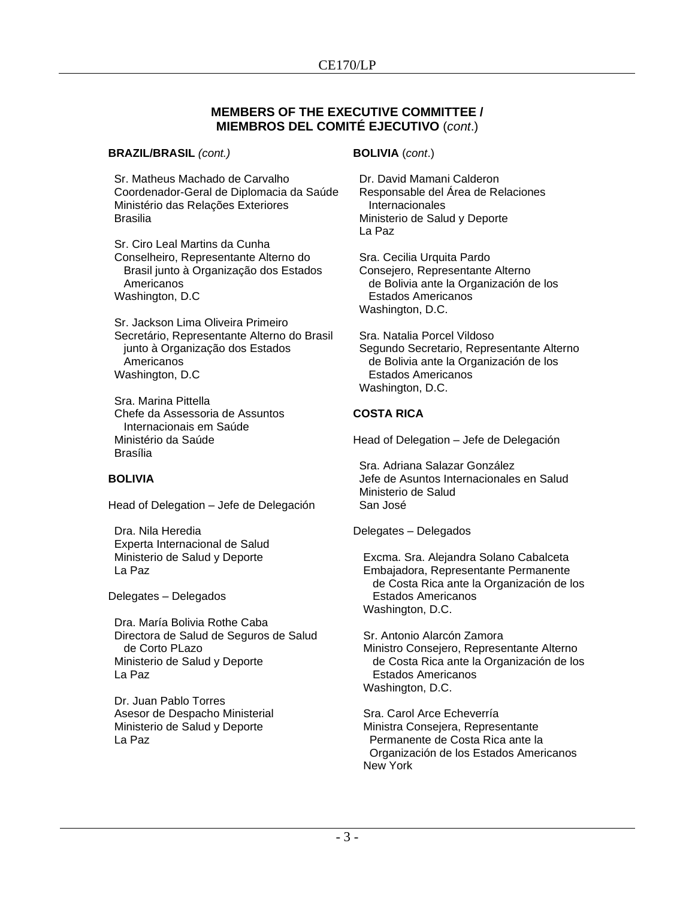## MEMBERS OF THE EXECUTIVE COMMITTEE / MIEMBROS DEL COMITÉ EJECUTIVO (*cont*.)

**BRAZIL/BRASIL** *(cont.)*

Sr. Matheus Machado de Carvalho
Coordenador-Geral de Diplomacia da Saúde
Ministério das Relações Exteriores
Brasilia

Sr. Ciro Leal Martins da Cunha
Conselheiro, Representante Alterno do Brasil junto à Organização dos Estados Americanos
Washington, D.C

Sr. Jackson Lima Oliveira Primeiro
Secretário, Representante Alterno do Brasil junto à Organização dos Estados Americanos
Washington, D.C

Sra. Marina Pittella
Chefe da Assessoria de Assuntos Internacionais em Saúde
Ministério da Saúde
Brasília

**BOLIVIA**

Head of Delegation – Jefe de Delegación

Dra. Nila Heredia
Experta Internacional de Salud
Ministerio de Salud y Deporte
La Paz

Delegates – Delegados

Dra. María Bolivia Rothe Caba
Directora de Salud de Seguros de Salud de Corto PLazo
Ministerio de Salud y Deporte
La Paz

Dr. Juan Pablo Torres
Asesor de Despacho Ministerial
Ministerio de Salud y Deporte
La Paz

**BOLIVIA** (*cont*.)

Dr. David Mamani Calderon
Responsable del Área de Relaciones Internacionales
Ministerio de Salud y Deporte
La Paz

Sra. Cecilia Urquita Pardo
Consejero, Representante Alterno de Bolivia ante la Organización de los Estados Americanos
Washington, D.C.

Sra. Natalia Porcel Vildoso
Segundo Secretario, Representante Alterno de Bolivia ante la Organización de los Estados Americanos
Washington, D.C.

**COSTA RICA**

Head of Delegation – Jefe de Delegación

Sra. Adriana Salazar González
Jefe de Asuntos Internacionales en Salud
Ministerio de Salud
San José

Delegates – Delegados

Excma. Sra. Alejandra Solano Cabalceta
Embajadora, Representante Permanente de Costa Rica ante la Organización de los Estados Americanos
Washington, D.C.

Sr. Antonio Alarcón Zamora
Ministro Consejero, Representante Alterno de Costa Rica ante la Organización de los Estados Americanos
Washington, D.C.

Sra. Carol Arce Echeverría
Ministra Consejera, Representante Permanente de Costa Rica ante la Organización de los Estados Americanos
New York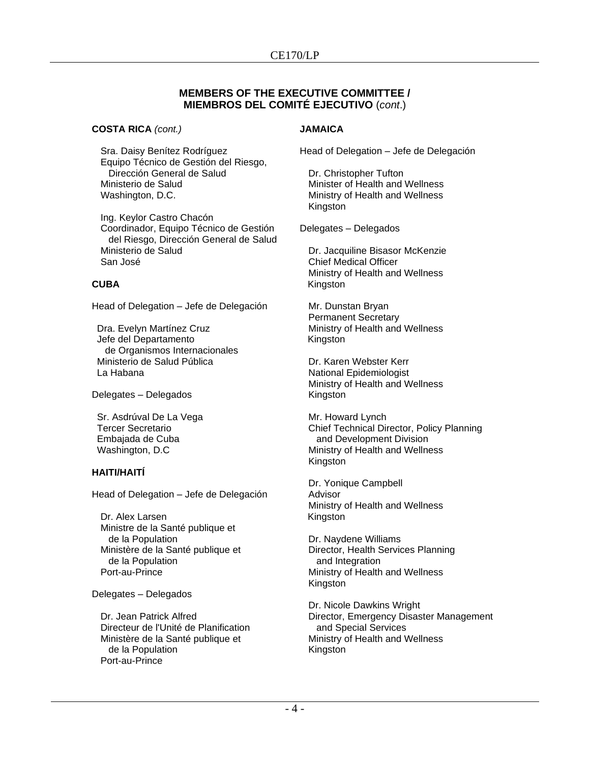**MEMBERS OF THE EXECUTIVE COMMITTEE / MIEMBROS DEL COMITÉ EJECUTIVO** (*cont.*)

**COSTA RICA** *(cont.)*

Sra. Daisy Benítez Rodríguez
Equipo Técnico de Gestión del Riesgo, Dirección General de Salud
Ministerio de Salud
Washington, D.C.

Ing. Keylor Castro Chacón
Coordinador, Equipo Técnico de Gestión del Riesgo, Dirección General de Salud
Ministerio de Salud
San José

**CUBA**

Head of Delegation – Jefe de Delegación

Dra. Evelyn Martínez Cruz
Jefe del Departamento de Organismos Internacionales
Ministerio de Salud Pública
La Habana

Delegates – Delegados

Sr. Asdrúval De La Vega
Tercer Secretario
Embajada de Cuba
Washington, D.C

**HAITI/HAITÍ**

Head of Delegation – Jefe de Delegación

Dr. Alex Larsen
Ministre de la Santé publique et de la Population
Ministère de la Santé publique et de la Population
Port-au-Prince

Delegates – Delegados

Dr. Jean Patrick Alfred
Directeur de l'Unité de Planification
Ministère de la Santé publique et de la Population
Port-au-Prince

**JAMAICA**

Head of Delegation – Jefe de Delegación

Dr. Christopher Tufton
Minister of Health and Wellness
Ministry of Health and Wellness
Kingston

Delegates – Delegados

Dr. Jacquiline Bisasor McKenzie
Chief Medical Officer
Ministry of Health and Wellness
Kingston

Mr. Dunstan Bryan
Permanent Secretary
Ministry of Health and Wellness
Kingston

Dr. Karen Webster Kerr
National Epidemiologist
Ministry of Health and Wellness
Kingston

Mr. Howard Lynch
Chief Technical Director, Policy Planning and Development Division
Ministry of Health and Wellness
Kingston

Dr. Yonique Campbell
Advisor
Ministry of Health and Wellness
Kingston

Dr. Naydene Williams
Director, Health Services Planning and Integration
Ministry of Health and Wellness
Kingston

Dr. Nicole Dawkins Wright
Director, Emergency Disaster Management and Special Services
Ministry of Health and Wellness
Kingston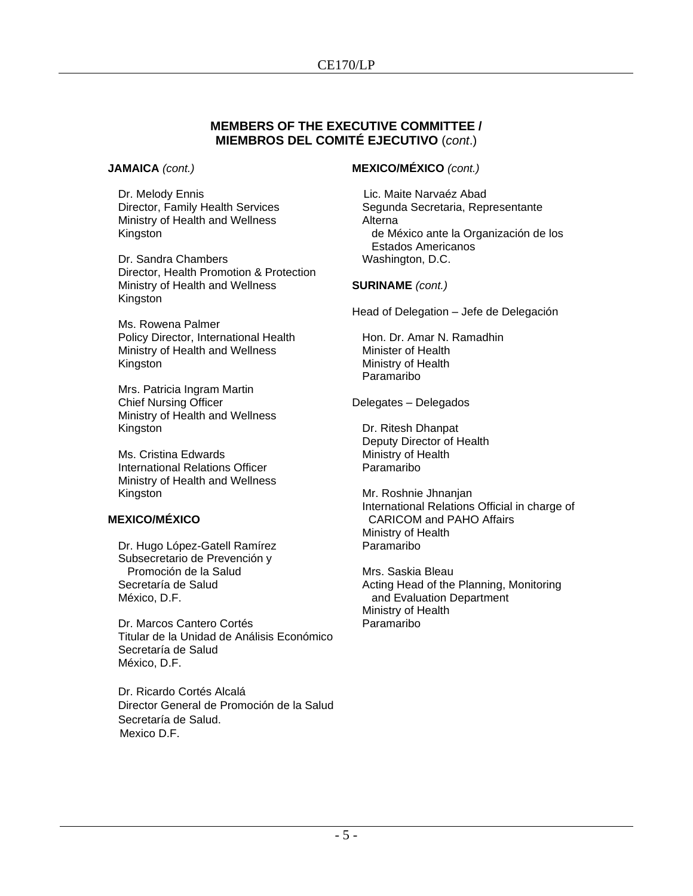## MEMBERS OF THE EXECUTIVE COMMITTEE / MIEMBROS DEL COMITÉ EJECUTIVO (*cont*.)

**JAMAICA** *(cont.)*

Dr. Melody Ennis
Director, Family Health Services
Ministry of Health and Wellness
Kingston

Dr. Sandra Chambers
Director, Health Promotion & Protection
Ministry of Health and Wellness
Kingston

Ms. Rowena Palmer
Policy Director, International Health
Ministry of Health and Wellness
Kingston

Mrs. Patricia Ingram Martin
Chief Nursing Officer
Ministry of Health and Wellness
Kingston

Ms. Cristina Edwards
International Relations Officer
Ministry of Health and Wellness
Kingston

**MEXICO/MÉXICO**

Dr. Hugo López-Gatell Ramírez
Subsecretario de Prevención y Promoción de la Salud
Secretaría de Salud
México, D.F.

Dr. Marcos Cantero Cortés
Titular de la Unidad de Análisis Económico
Secretaría de Salud
México, D.F.

Dr. Ricardo Cortés Alcalá
Director General de Promoción de la Salud
Secretaría de Salud.
Mexico D.F.

**MEXICO/MÉXICO** *(cont.)*

Lic. Maite Narvaéz Abad
Segunda Secretaria, Representante Alterna de México ante la Organización de los Estados Americanos
Washington, D.C.

**SURINAME** *(cont.)*

Head of Delegation – Jefe de Delegación

Hon. Dr. Amar N. Ramadhin
Minister of Health
Ministry of Health
Paramaribo

Delegates – Delegados

Dr. Ritesh Dhanpat
Deputy Director of Health
Ministry of Health
Paramaribo

Mr. Roshnie Jhnanjan
International Relations Official in charge of CARICOM and PAHO Affairs
Ministry of Health
Paramaribo

Mrs. Saskia Bleau
Acting Head of the Planning, Monitoring and Evaluation Department
Ministry of Health
Paramaribo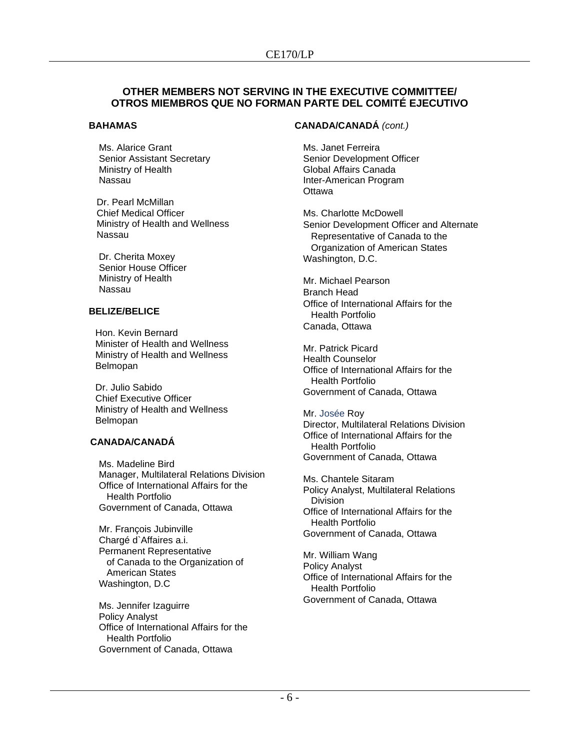**OTHER MEMBERS NOT SERVING IN THE EXECUTIVE COMMITTEE/
OTROS MIEMBROS QUE NO FORMAN PARTE DEL COMITÉ EJECUTIVO**

**BAHAMAS**

Ms. Alarice Grant
Senior Assistant Secretary
Ministry of Health
Nassau

Dr. Pearl McMillan
Chief Medical Officer
Ministry of Health and Wellness
Nassau

Dr. Cherita Moxey
Senior House Officer
Ministry of Health
Nassau

**BELIZE/BELICE**

Hon. Kevin Bernard
Minister of Health and Wellness
Ministry of Health and Wellness
Belmopan

Dr. Julio Sabido
Chief Executive Officer
Ministry of Health and Wellness
Belmopan

**CANADA/CANADÁ**

Ms. Madeline Bird
Manager, Multilateral Relations Division
Office of International Affairs for the Health Portfolio
Government of Canada, Ottawa

Mr. François Jubinville
Chargé d`Affaires a.i.
Permanent Representative of Canada to the Organization of American States
Washington, D.C

Ms. Jennifer Izaguirre
Policy Analyst
Office of International Affairs for the Health Portfolio
Government of Canada, Ottawa

**CANADA/CANADÁ** *(cont.)*

Ms. Janet Ferreira
Senior Development Officer
Global Affairs Canada
Inter-American Program
Ottawa

Ms. Charlotte McDowell
Senior Development Officer and Alternate Representative of Canada to the Organization of American States
Washington, D.C.

Mr. Michael Pearson
Branch Head
Office of International Affairs for the Health Portfolio
Canada, Ottawa

Mr. Patrick Picard
Health Counselor
Office of International Affairs for the Health Portfolio
Government of Canada, Ottawa

Mr. Josée Roy
Director, Multilateral Relations Division
Office of International Affairs for the Health Portfolio
Government of Canada, Ottawa

Ms. Chantele Sitaram
Policy Analyst, Multilateral Relations Division
Office of International Affairs for the Health Portfolio
Government of Canada, Ottawa

Mr. William Wang
Policy Analyst
Office of International Affairs for the Health Portfolio
Government of Canada, Ottawa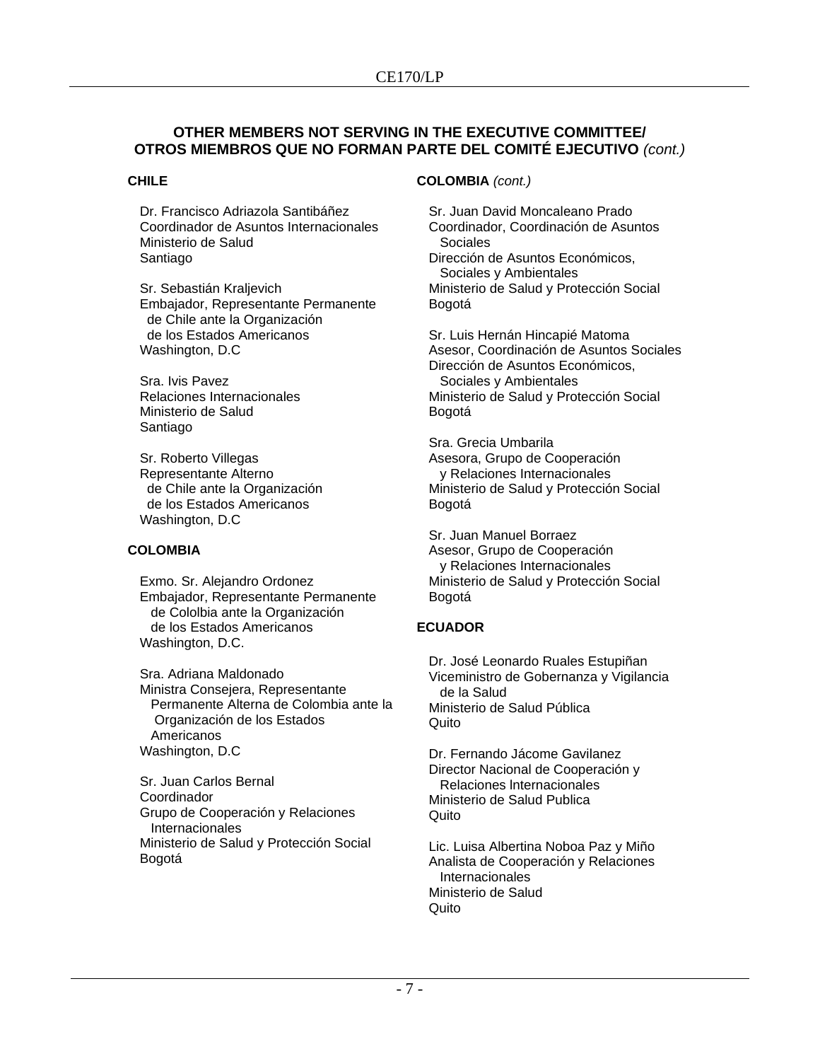**OTHER MEMBERS NOT SERVING IN THE EXECUTIVE COMMITTEE/ OTROS MIEMBROS QUE NO FORMAN PARTE DEL COMITÉ EJECUTIVO** *(cont.)*

**CHILE**

Dr. Francisco Adriazola Santibáñez
Coordinador de Asuntos Internacionales
Ministerio de Salud
Santiago

Sr. Sebastián Kraljevich
Embajador, Representante Permanente de Chile ante la Organización de los Estados Americanos
Washington, D.C

Sra. Ivis Pavez
Relaciones Internacionales
Ministerio de Salud
Santiago

Sr. Roberto Villegas
Representante Alterno de Chile ante la Organización de los Estados Americanos
Washington, D.C

**COLOMBIA**

Exmo. Sr. Alejandro Ordonez
Embajador, Representante Permanente de Cololbia ante la Organización de los Estados Americanos
Washington, D.C.

Sra. Adriana Maldonado
Ministra Consejera, Representante Permanente Alterna de Colombia ante la Organización de los Estados Americanos
Washington, D.C

Sr. Juan Carlos Bernal
Coordinador
Grupo de Cooperación y Relaciones Internacionales
Ministerio de Salud y Protección Social
Bogotá

**COLOMBIA** *(cont.)*

Sr. Juan David Moncaleano Prado
Coordinador, Coordinación de Asuntos Sociales
Dirección de Asuntos Económicos, Sociales y Ambientales
Ministerio de Salud y Protección Social
Bogotá

Sr. Luis Hernán Hincapié Matoma
Asesor, Coordinación de Asuntos Sociales
Dirección de Asuntos Económicos, Sociales y Ambientales
Ministerio de Salud y Protección Social
Bogotá

Sra. Grecia Umbarila
Asesora, Grupo de Cooperación y Relaciones Internacionales
Ministerio de Salud y Protección Social
Bogotá

Sr. Juan Manuel Borraez
Asesor, Grupo de Cooperación y Relaciones Internacionales
Ministerio de Salud y Protección Social
Bogotá

**ECUADOR**

Dr. José Leonardo Ruales Estupiñan
Viceministro de Gobernanza y Vigilancia de la Salud
Ministerio de Salud Pública
Quito

Dr. Fernando Jácome Gavilanez
Director Nacional de Cooperación y Relaciones lnternacionales
Ministerio de Salud Publica
Quito

Lic. Luisa Albertina Noboa Paz y Miño
Analista de Cooperación y Relaciones Internacionales
Ministerio de Salud
Quito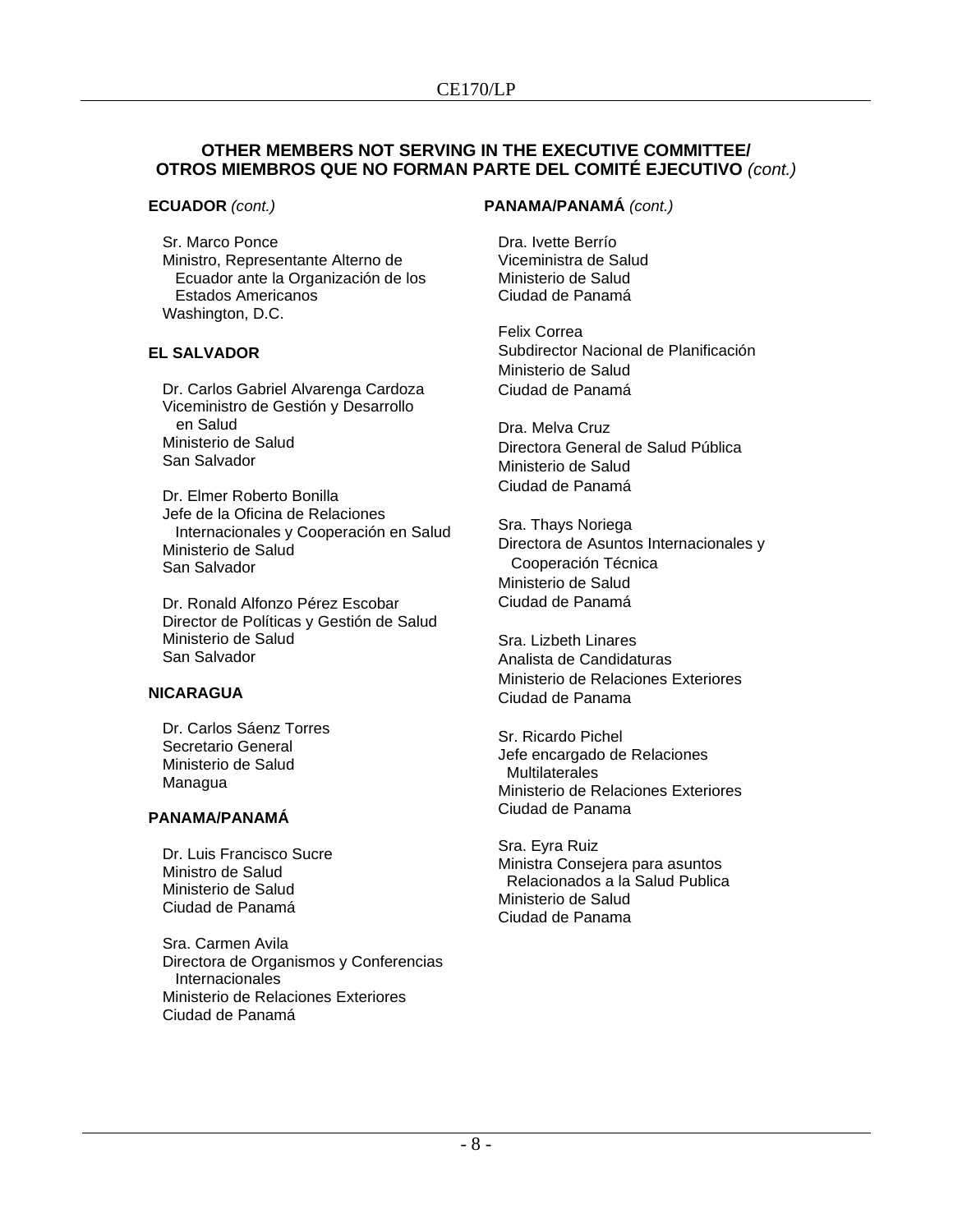**OTHER MEMBERS NOT SERVING IN THE EXECUTIVE COMMITTEE/**
**OTROS MIEMBROS QUE NO FORMAN PARTE DEL COMITÉ EJECUTIVO** *(cont.)*

**ECUADOR** *(cont.)*

Sr. Marco Ponce
Ministro, Representante Alterno de Ecuador ante la Organización de los Estados Americanos
Washington, D.C.

**EL SALVADOR**

Dr. Carlos Gabriel Alvarenga Cardoza
Viceministro de Gestión y Desarrollo en Salud
Ministerio de Salud
San Salvador

Dr. Elmer Roberto Bonilla
Jefe de la Oficina de Relaciones Internacionales y Cooperación en Salud
Ministerio de Salud
San Salvador

Dr. Ronald Alfonzo Pérez Escobar
Director de Políticas y Gestión de Salud
Ministerio de Salud
San Salvador

**NICARAGUA**

Dr. Carlos Sáenz Torres
Secretario General
Ministerio de Salud
Managua

**PANAMA/PANAMÁ**

Dr. Luis Francisco Sucre
Ministro de Salud
Ministerio de Salud
Ciudad de Panamá

Sra. Carmen Avila
Directora de Organismos y Conferencias Internacionales
Ministerio de Relaciones Exteriores
Ciudad de Panamá

**PANAMA/PANAMÁ** *(cont.)*

Dra. Ivette Berrío
Viceministra de Salud
Ministerio de Salud
Ciudad de Panamá

Felix Correa
Subdirector Nacional de Planificación
Ministerio de Salud
Ciudad de Panamá

Dra. Melva Cruz
Directora General de Salud Pública
Ministerio de Salud
Ciudad de Panamá

Sra. Thays Noriega
Directora de Asuntos Internacionales y Cooperación Técnica
Ministerio de Salud
Ciudad de Panamá

Sra. Lizbeth Linares
Analista de Candidaturas
Ministerio de Relaciones Exteriores
Ciudad de Panama

Sr. Ricardo Pichel
Jefe encargado de Relaciones Multilaterales
Ministerio de Relaciones Exteriores
Ciudad de Panama

Sra. Eyra Ruiz
Ministra Consejera para asuntos Relacionados a la Salud Publica
Ministerio de Salud
Ciudad de Panama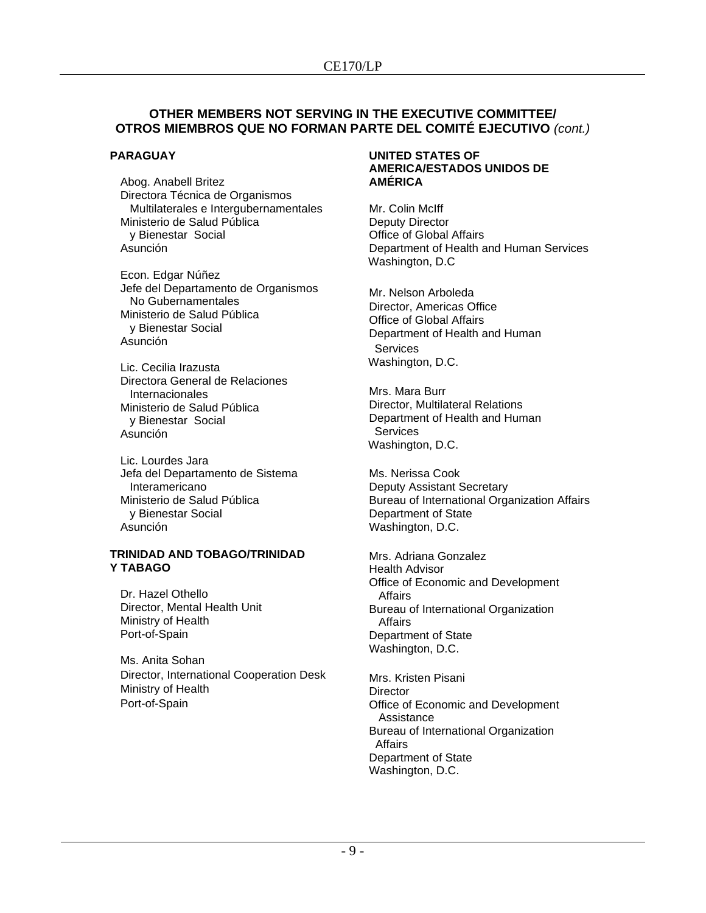## OTHER MEMBERS NOT SERVING IN THE EXECUTIVE COMMITTEE/ OTROS MIEMBROS QUE NO FORMAN PARTE DEL COMITÉ EJECUTIVO *(cont.)*

**PARAGUAY**

Abog. Anabell Britez
Directora Técnica de Organismos Multilaterales e Intergubernamentales
Ministerio de Salud Pública y Bienestar Social
Asunción

Econ. Edgar Núñez
Jefe del Departamento de Organismos No Gubernamentales
Ministerio de Salud Pública y Bienestar Social
Asunción

Lic. Cecilia Irazusta
Directora General de Relaciones Internacionales
Ministerio de Salud Pública y Bienestar Social
Asunción

Lic. Lourdes Jara
Jefa del Departamento de Sistema Interamericano
Ministerio de Salud Pública y Bienestar Social
Asunción

**TRINIDAD AND TOBAGO/TRINIDAD Y TABAGO**

Dr. Hazel Othello
Director, Mental Health Unit
Ministry of Health
Port-of-Spain

Ms. Anita Sohan
Director, International Cooperation Desk
Ministry of Health
Port-of-Spain

**UNITED STATES OF AMERICA/ESTADOS UNIDOS DE AMÉRICA**

Mr. Colin McIff
Deputy Director
Office of Global Affairs
Department of Health and Human Services
Washington, D.C

Mr. Nelson Arboleda
Director, Americas Office
Office of Global Affairs
Department of Health and Human Services
Washington, D.C.

Mrs. Mara Burr
Director, Multilateral Relations
Department of Health and Human Services
Washington, D.C.

Ms. Nerissa Cook
Deputy Assistant Secretary
Bureau of International Organization Affairs
Department of State
Washington, D.C.

Mrs. Adriana Gonzalez
Health Advisor
Office of Economic and Development Affairs
Bureau of International Organization Affairs
Department of State
Washington, D.C.

Mrs. Kristen Pisani
Director
Office of Economic and Development Assistance
Bureau of International Organization Affairs
Department of State
Washington, D.C.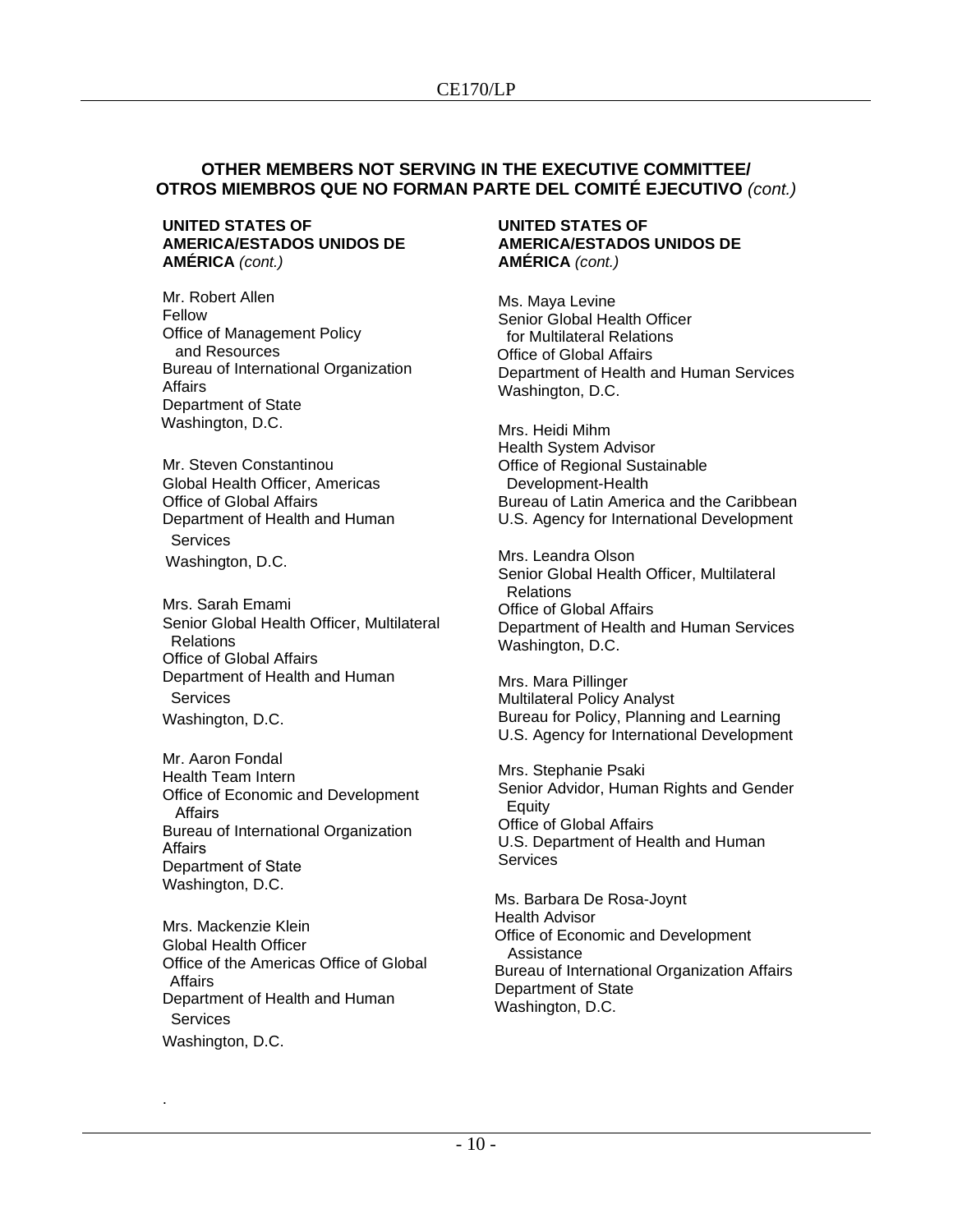**OTHER MEMBERS NOT SERVING IN THE EXECUTIVE COMMITTEE/ OTROS MIEMBROS QUE NO FORMAN PARTE DEL COMITÉ EJECUTIVO** *(cont.)*

**UNITED STATES OF AMERICA/ESTADOS UNIDOS DE AMÉRICA** *(cont.)*

Mr. Robert Allen
Fellow
Office of Management Policy and Resources
Bureau of International Organization Affairs
Department of State
Washington, D.C.

Mr. Steven Constantinou
Global Health Officer, Americas
Office of Global Affairs
Department of Health and Human Services
Washington, D.C.

Mrs. Sarah Emami
Senior Global Health Officer, Multilateral Relations
Office of Global Affairs
Department of Health and Human Services
Washington, D.C.

Mr. Aaron Fondal
Health Team Intern
Office of Economic and Development Affairs
Bureau of International Organization Affairs
Department of State
Washington, D.C.

Mrs. Mackenzie Klein
Global Health Officer
Office of the Americas Office of Global Affairs
Department of Health and Human Services
Washington, D.C.

**UNITED STATES OF AMERICA/ESTADOS UNIDOS DE AMÉRICA** *(cont.)*

Ms. Maya Levine
Senior Global Health Officer for Multilateral Relations
Office of Global Affairs
Department of Health and Human Services
Washington, D.C.

Mrs. Heidi Mihm
Health System Advisor
Office of Regional Sustainable Development-Health
Bureau of Latin America and the Caribbean
U.S. Agency for International Development

Mrs. Leandra Olson
Senior Global Health Officer, Multilateral Relations
Office of Global Affairs
Department of Health and Human Services
Washington, D.C.

Mrs. Mara Pillinger
Multilateral Policy Analyst
Bureau for Policy, Planning and Learning
U.S. Agency for International Development

Mrs. Stephanie Psaki
Senior Advidor, Human Rights and Gender Equity
Office of Global Affairs
U.S. Department of Health and Human Services

Ms. Barbara De Rosa-Joynt
Health Advisor
Office of Economic and Development Assistance
Bureau of International Organization Affairs
Department of State
Washington, D.C.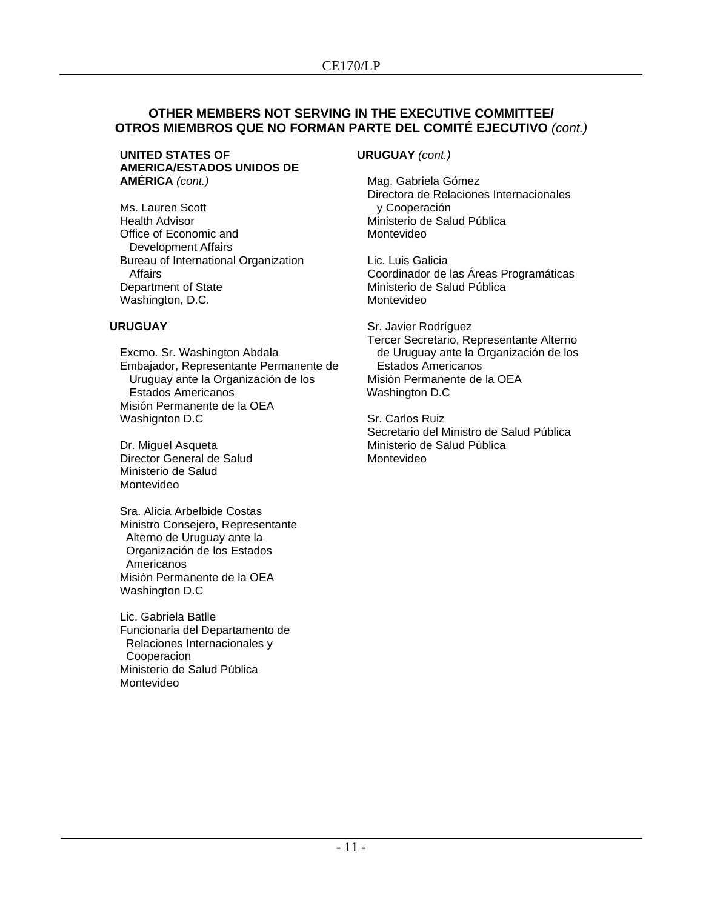## OTHER MEMBERS NOT SERVING IN THE EXECUTIVE COMMITTEE/ OTROS MIEMBROS QUE NO FORMAN PARTE DEL COMITÉ EJECUTIVO *(cont.)*

**UNITED STATES OF AMERICA/ESTADOS UNIDOS DE AMÉRICA** *(cont.)*

Ms. Lauren Scott
Health Advisor
Office of Economic and Development Affairs
Bureau of International Organization Affairs
Department of State
Washington, D.C.

**URUGUAY**

Excmo. Sr. Washington Abdala
Embajador, Representante Permanente de Uruguay ante la Organización de los Estados Americanos
Misión Permanente de la OEA
Washignton D.C

Dr. Miguel Asqueta
Director General de Salud
Ministerio de Salud
Montevideo

Sra. Alicia Arbelbide Costas
Ministro Consejero, Representante Alterno de Uruguay ante la Organización de los Estados Americanos
Misión Permanente de la OEA
Washington D.C

Lic. Gabriela Batlle
Funcionaria del Departamento de Relaciones Internacionales y Cooperacion
Ministerio de Salud Pública
Montevideo

**URUGUAY** *(cont.)*

Mag. Gabriela Gómez
Directora de Relaciones Internacionales y Cooperación
Ministerio de Salud Pública
Montevideo

Lic. Luis Galicia
Coordinador de las Áreas Programáticas
Ministerio de Salud Pública
Montevideo

Sr. Javier Rodríguez
Tercer Secretario, Representante Alterno de Uruguay ante la Organización de los Estados Americanos
Misión Permanente de la OEA
Washington D.C

Sr. Carlos Ruiz
Secretario del Ministro de Salud Pública
Ministerio de Salud Pública
Montevideo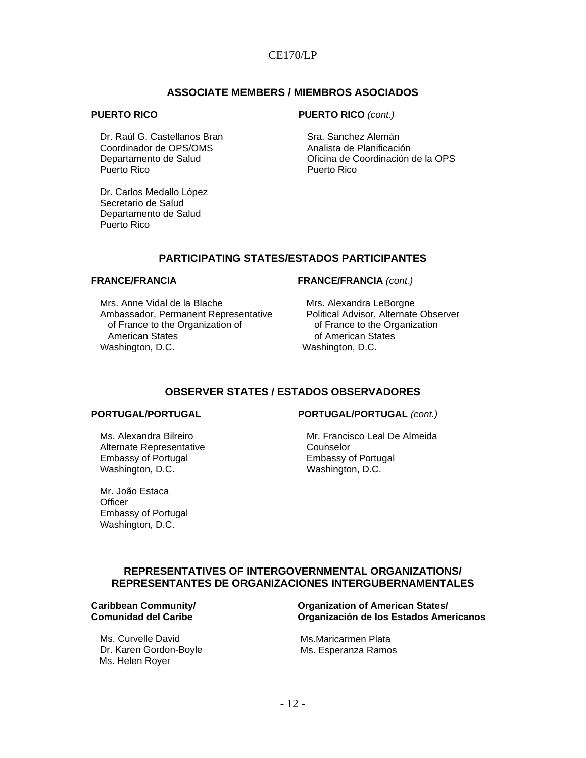## ASSOCIATE MEMBERS / MIEMBROS ASOCIADOS

**PUERTO RICO**

Dr. Raúl G. Castellanos Bran
Coordinador de OPS/OMS
Departamento de Salud
Puerto Rico

Dr. Carlos Medallo López
Secretario de Salud
Departamento de Salud
Puerto Rico

**PUERTO RICO** *(cont.)*

Sra. Sanchez Alemán
Analista de Planificación
Oficina de Coordinación de la OPS
Puerto Rico

## PARTICIPATING STATES/ESTADOS PARTICIPANTES

**FRANCE/FRANCIA**

Mrs. Anne Vidal de la Blache
Ambassador, Permanent Representative of France to the Organization of American States
Washington, D.C.

**FRANCE/FRANCIA** *(cont.)*

Mrs. Alexandra LeBorgne
Political Advisor, Alternate Observer of France to the Organization of American States
Washington, D.C.

## OBSERVER STATES / ESTADOS OBSERVADORES

**PORTUGAL/PORTUGAL**

Ms. Alexandra Bilreiro
Alternate Representative
Embassy of Portugal
Washington, D.C.

Mr. João Estaca
Officer
Embassy of Portugal
Washington, D.C.

**PORTUGAL/PORTUGAL** *(cont.)*

Mr. Francisco Leal De Almeida
Counselor
Embassy of Portugal
Washington, D.C.

## REPRESENTATIVES OF INTERGOVERNMENTAL ORGANIZATIONS/ REPRESENTANTES DE ORGANIZACIONES INTERGUBERNAMENTALES

**Caribbean Community/ Comunidad del Caribe**

Ms. Curvelle David
Dr. Karen Gordon-Boyle
Ms. Helen Royer

**Organization of American States/ Organización de los Estados Americanos**

Ms.Maricarmen Plata
Ms. Esperanza Ramos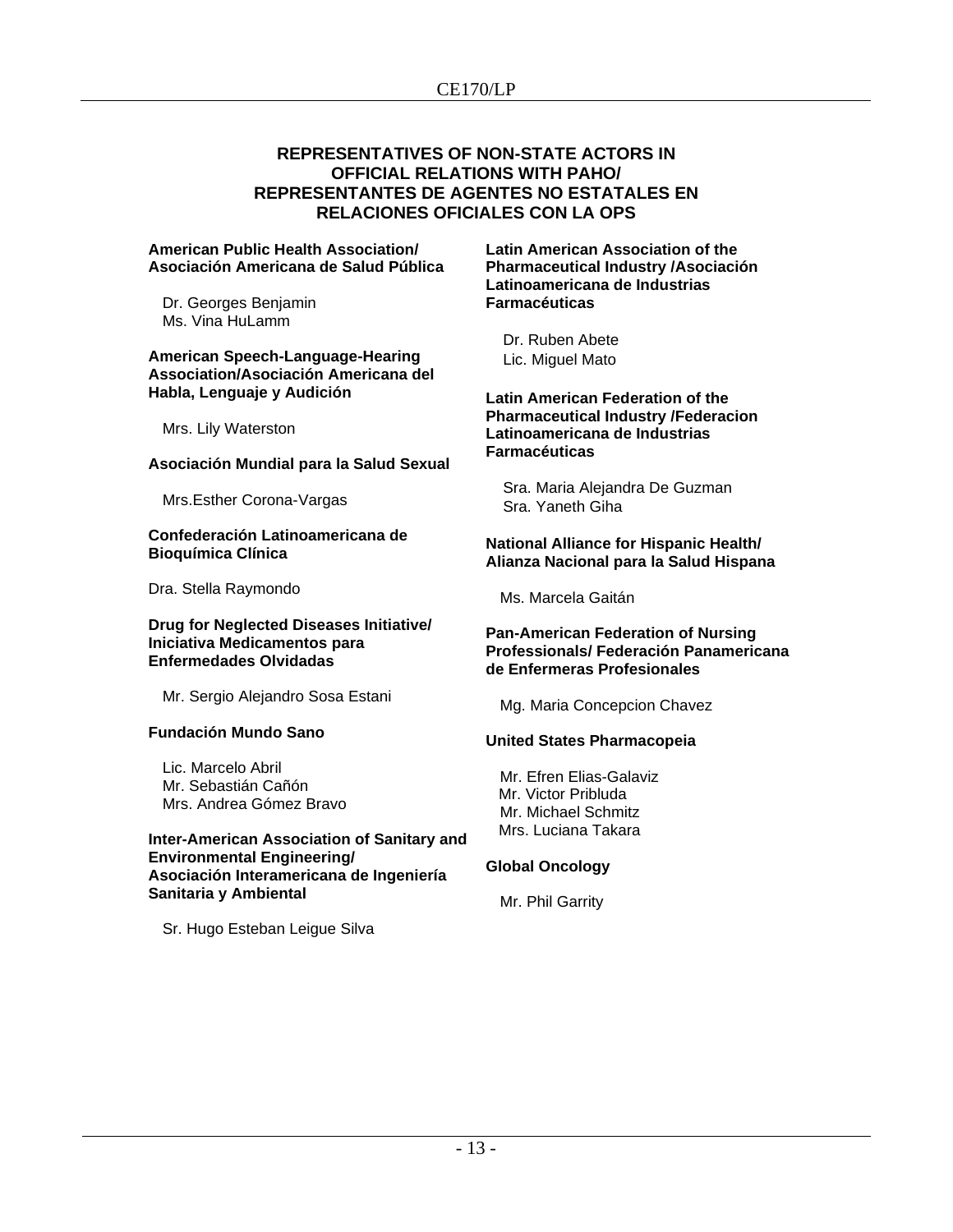## REPRESENTATIVES OF NON-STATE ACTORS IN OFFICIAL RELATIONS WITH PAHO/ REPRESENTANTES DE AGENTES NO ESTATALES EN RELACIONES OFICIALES CON LA OPS

**American Public Health Association/ Asociación Americana de Salud Pública**

Dr. Georges Benjamin
Ms. Vina HuLamm

**American Speech-Language-Hearing Association/Asociación Americana del Habla, Lenguaje y Audición**

Mrs. Lily Waterston

**Asociación Mundial para la Salud Sexual**

Mrs.Esther Corona-Vargas

**Confederación Latinoamericana de Bioquímica Clínica**

Dra. Stella Raymondo

**Drug for Neglected Diseases Initiative/ Iniciativa Medicamentos para Enfermedades Olvidadas**

Mr. Sergio Alejandro Sosa Estani

**Fundación Mundo Sano**

Lic. Marcelo Abril
Mr. Sebastián Cañón
Mrs. Andrea Gómez Bravo

**Inter-American Association of Sanitary and Environmental Engineering/ Asociación Interamericana de Ingeniería Sanitaria y Ambiental**

Sr. Hugo Esteban Leigue Silva

**Latin American Association of the Pharmaceutical Industry /Asociación Latinoamericana de Industrias Farmacéuticas**

Dr. Ruben Abete
Lic. Miguel Mato

**Latin American Federation of the Pharmaceutical Industry /Federacion Latinoamericana de Industrias Farmacéuticas**

Sra. Maria Alejandra De Guzman
Sra. Yaneth Giha

**National Alliance for Hispanic Health/ Alianza Nacional para la Salud Hispana**

Ms. Marcela Gaitán

**Pan-American Federation of Nursing Professionals/ Federación Panamericana de Enfermeras Profesionales**

Mg. Maria Concepcion Chavez

**United States Pharmacopeia**

Mr. Efren Elias-Galaviz
Mr. Victor Pribluda
Mr. Michael Schmitz
Mrs. Luciana Takara

**Global Oncology**

Mr. Phil Garrity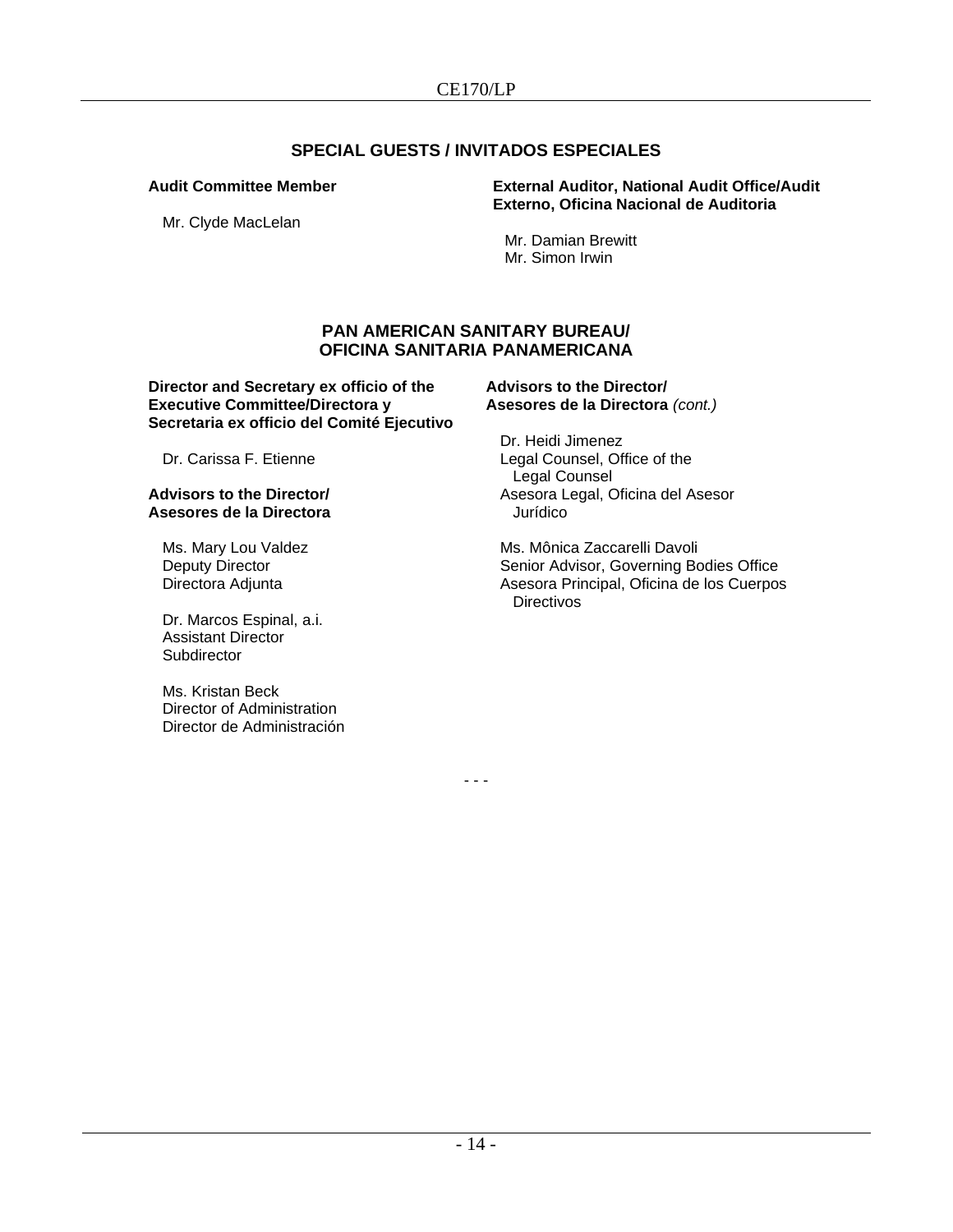## SPECIAL GUESTS / INVITADOS ESPECIALES

**Audit Committee Member**

Mr. Clyde MacLelan

**External Auditor, National Audit Office/Audit Externo, Oficina Nacional de Auditoria**

Mr. Damian Brewitt
Mr. Simon Irwin

## PAN AMERICAN SANITARY BUREAU/ OFICINA SANITARIA PANAMERICANA

**Director and Secretary ex officio of the Executive Committee/Directora y Secretaria ex officio del Comité Ejecutivo**

Dr. Carissa F. Etienne

**Advisors to the Director/ Asesores de la Directora**

Ms. Mary Lou Valdez
Deputy Director
Directora Adjunta

Dr. Marcos Espinal, a.i.
Assistant Director
Subdirector

Ms. Kristan Beck
Director of Administration
Director de Administración

**Advisors to the Director/ Asesores de la Directora** *(cont.)*

Dr. Heidi Jimenez
Legal Counsel, Office of the Legal Counsel
Asesora Legal, Oficina del Asesor Jurídico

Ms. Mônica Zaccarelli Davoli
Senior Advisor, Governing Bodies Office
Asesora Principal, Oficina de los Cuerpos Directivos

- - -